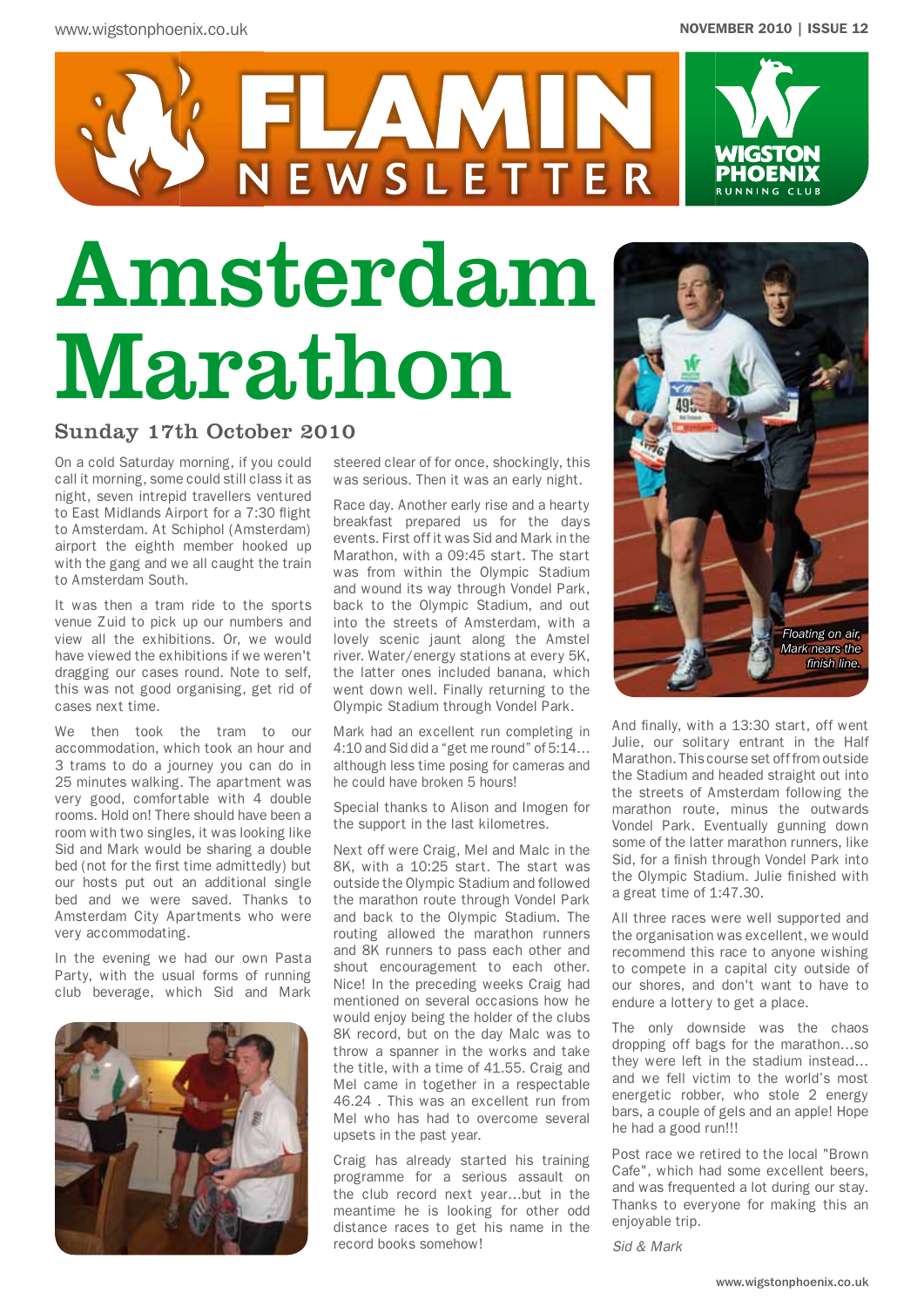# Amsterdam Marathon

### Sunday 17th October 2010

On a cold Saturday morning, if you could call it morning, some could still class it as night, seven intrepid travellers ventured to East Midlands Airport for a 7:30 flight to Amsterdam. At Schiphol (Amsterdam) airport the eighth member hooked up with the gang and we all caught the train to Amsterdam South.

It was then a tram ride to the sports venue Zuid to pick up our numbers and view all the exhibitions. Or, we would have viewed the exhibitions if we weren't dragging our cases round. Note to self, this was not good organising, get rid of cases next time.

We then took the tram to our accommodation, which took an hour and 3 trams to do a journey you can do in 25 minutes walking. The apartment was very good, comfortable with 4 double rooms. Hold on! There should have been a room with two singles, it was looking like Sid and Mark would be sharing a double bed (not for the first time admittedly) but our hosts put out an additional single bed and we were saved. Thanks to Amsterdam City Apartments who were very accommodating.

In the evening we had our own Pasta Party, with the usual forms of running club beverage, which Sid and Mark steered clear of for once, shockingly, this was serious. Then it was an early night.

Race day. Another early rise and a hearty breakfast prepared us for the days events. First off it was Sid and Mark in the Marathon, with a 09:45 start. The start was from within the Olympic Stadium and wound its way through Vondel Park, back to the Olympic Stadium, and out into the streets of Amsterdam, with a lovely scenic jaunt along the Amstel river. Water/energy stations at every 5K, the latter ones included banana, which went down well. Finally returning to the Olympic Stadium through Vondel Park.

Mark had an excellent run completing in 4:10 and Sid did a "get me round" of 5:14... although less time posing for cameras and he could have broken 5 hours!

Special thanks to Alison and Imogen for the support in the last kilometres.

Next off were Craig, Mel and Malc in the 8K, with a 10:25 start. The start was outside the Olympic Stadium and followed the marathon route through Vondel Park and back to the Olympic Stadium. The routing allowed the marathon runners and 8K runners to pass each other and shout encouragement to each other. Nice! In the preceding weeks Craig had mentioned on several occasions how he would enjoy being the holder of the clubs 8K record, but on the day Malc was to throw a spanner in the works and take the title, with a time of 41.55. Craig and Mel came in together in a respectable 46.24 . This was an excellent run from Mel who has had to overcome several upsets in the past year.

Craig has already started his training programme for a serious assault on the club record next year...but in the meantime he is looking for other odd distance races to get his name in the record books somehow!

*Floating on air, Mark nears the finish line.*

And finally, with a 13:30 start, off went Julie, our solitary entrant in the Half Marathon. This course set off from outside the Stadium and headed straight out into the streets of Amsterdam following the marathon route, minus the outwards Vondel Park. Eventually gunning down some of the latter marathon runners, like Sid, for a finish through Vondel Park into the Olympic Stadium. Julie finished with a great time of 1:47.30.

All three races were well supported and the organisation was excellent, we would recommend this race to anyone wishing to compete in a capital city outside of our shores, and don't want to have to endure a lottery to get a place.

The only downside was the chaos dropping off bags for the marathon...so they were left in the stadium instead... and we fell victim to the world's most energetic robber, who stole 2 energy bars, a couple of gels and an apple! Hope he had a good run!!!

Post race we retired to the local "Brown Cafe", which had some excellent beers, and was frequented a lot during our stay. Thanks to everyone for making this an enjoyable trip.

*Sid & Mark*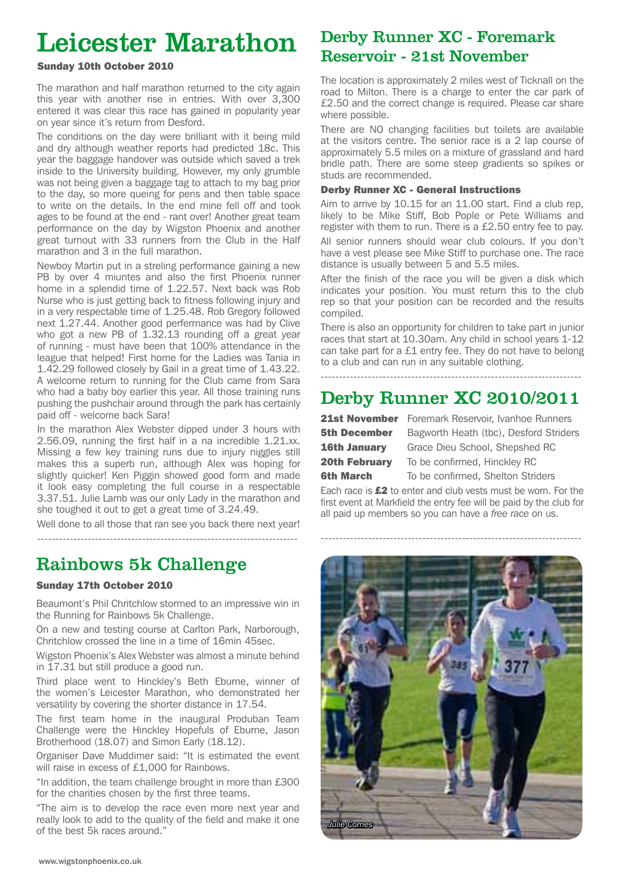# Leicester Marathon

**Sunday 10th October 2010**

The marathon and half marathon returned to the city again this year with another rise in entries. With over 3,300 entered it was clear this race has gained in popularity year on year since it's return from Desford.

The conditions on the day were brilliant with it being mild and dry although weather reports had predicted 18c. This year the baggage handover was outside which saved a trek inside to the University building. However, my only grumble was not being given a baggage tag to attach to my bag prior to the day, so more queing for pens and then table space to write on the details. In the end mine fell off and took ages to be found at the end - rant over! Another great team performance on the day by Wigston Phoenix and another great turnout with 33 runners from the Club in the Half marathon and 3 in the full marathon.

Newboy Martin put in a streling performance gaining a new PB by over 4 miuntes and also the first Phoenix runner home in a splendid time of 1.22.57. Next back was Rob Nurse who is just getting back to fitness following injury and in a very respectable time of 1.25.48. Rob Gregory followed next 1.27.44. Another good perfermance was had by Clive who got a new PB of 1.32.13 rounding off a great year of running - must have been that 100% attendance in the league that helped! First home for the Ladies was Tania in 1.42.29 followed closely by Gail in a great time of 1.43.22. A welcome return to running for the Club came from Sara who had a baby boy earlier this year. All those training runs pushing the pushchair around through the park has certainly paid off - welcome back Sara!

In the marathon Alex Webster dipped under 3 hours with 2.56.09, running the first half in a na incredible 1.21.xx. Missing a few key training runs due to injury niggles still makes this a superb run, although Alex was hoping for slightly quicker! Ken Piggin showed good form and made it look easy completing the full course in a respectable 3.37.51. Julie Lamb was our only Lady in the marathon and she toughed it out to get a great time of 3.24.49.

Well done to all those that ran see you back there next year!

---

# Rainbows 5k Challenge

**Sunday 17th October 2010**

Beaumont's Phil Chritchlow stormed to an impressive win in the Running for Rainbows 5k Challenge.

On a new and testing course at Carlton Park, Narborough, Chritchlow crossed the line in a time of 16min 45sec.

Wigston Phoenix's Alex Webster was almost a minute behind in 17.31 but still produce a good run.

Third place went to Hinckley's Beth Eburne, winner of the women's Leicester Marathon, who demonstrated her versatility by covering the shorter distance in 17.54.

The first team home in the inaugural Produban Team Challenge were the Hinckley Hopefuls of Eburne, Jason Brotherhood (18.07) and Simon Early (18.12).

Organiser Dave Muddimer said: "It is estimated the event will raise in excess of £1,000 for Rainbows.

"In addition, the team challenge brought in more than £300 for the charities chosen by the first three teams.

"The aim is to develop the race even more next year and really look to add to the quality of the field and make it one of the best 5k races around."

# Derby Runner XC - Foremark Reservoir - 21st November

The location is approximately 2 miles west of Ticknall on the road to Milton. There is a charge to enter the car park of £2.50 and the correct change is required. Please car share where possible.

There are NO changing facilities but toilets are available at the visitors centre. The senior race is a 2 lap course of approximately 5.5 miles on a mixture of grassland and hard bridle path. There are some steep gradients so spikes or studs are recommended.

**Derby Runner XC - General Instructions**

Aim to arrive by 10.15 for an 11.00 start. Find a club rep, likely to be Mike Stiff, Bob Pople or Pete Williams and register with them to run. There is a £2.50 entry fee to pay.

All senior runners should wear club colours. If you don't have a vest please see Mike Stiff to purchase one. The race distance is usually between 5 and 5.5 miles.

After the finish of the race you will be given a disk which indicates your position. You must return this to the club rep so that your position can be recorded and the results compiled.

There is also an opportunity for children to take part in junior races that start at 10.30am. Any child in school years 1-12 can take part for a £1 entry fee. They do not have to belong to a club and can run in any suitable clothing.

---

# Derby Runner XC 2010/2011

| | |
|---|---|
| **21st November** | Foremark Reservoir, Ivanhoe Runners |
| **5th December** | Bagworth Heath (tbc), Desford Striders |
| **16th January** | Grace Dieu School, Shepshed RC |
| **20th February** | To be confirmed, Hinckley RC |
| **6th March** | To be confirmed, Shelton Striders |

Each race is **£2** to enter and club vests must be worn. For the first event at Markfield the entry fee will be paid by the club for all paid up members so you can have a *free race* on us.

---

*Julie Cornes*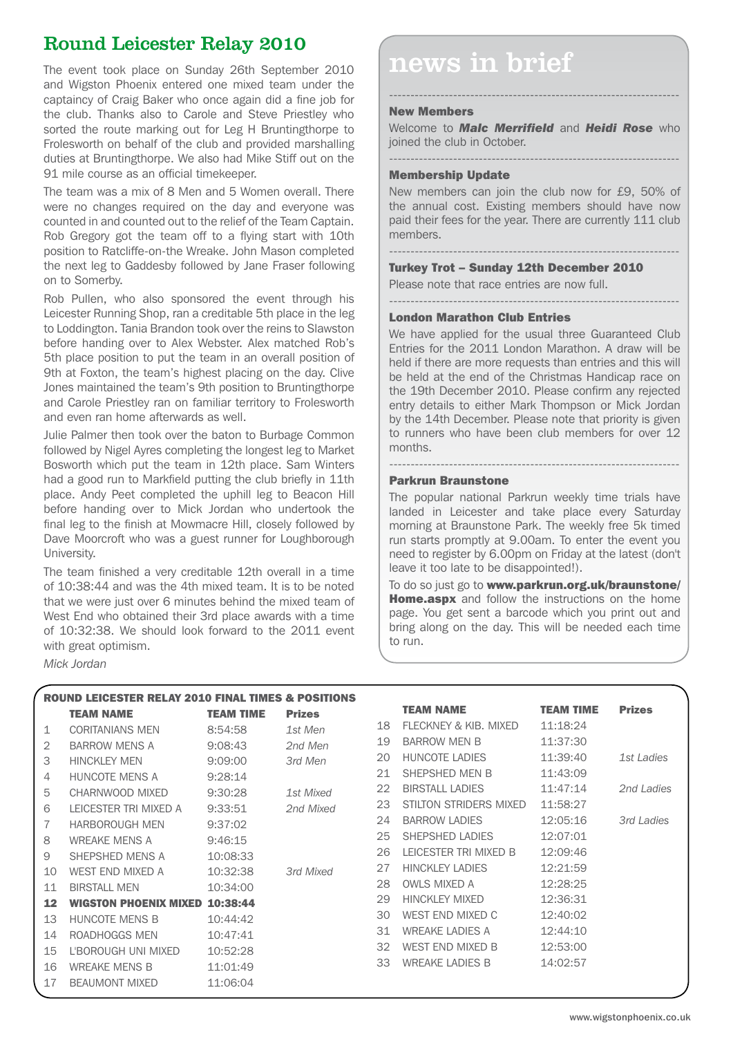## Round Leicester Relay 2010

The event took place on Sunday 26th September 2010 and Wigston Phoenix entered one mixed team under the captaincy of Craig Baker who once again did a fine job for the club. Thanks also to Carole and Steve Priestley who sorted the route marking out for Leg H Bruntingthorpe to Frolesworth on behalf of the club and provided marshalling duties at Bruntingthorpe. We also had Mike Stiff out on the 91 mile course as an official timekeeper.

The team was a mix of 8 Men and 5 Women overall. There were no changes required on the day and everyone was counted in and counted out to the relief of the Team Captain. Rob Gregory got the team off to a flying start with 10th position to Ratcliffe-on-the Wreake. John Mason completed the next leg to Gaddesby followed by Jane Fraser following on to Somerby.

Rob Pullen, who also sponsored the event through his Leicester Running Shop, ran a creditable 5th place in the leg to Loddington. Tania Brandon took over the reins to Slawston before handing over to Alex Webster. Alex matched Rob's 5th place position to put the team in an overall position of 9th at Foxton, the team's highest placing on the day. Clive Jones maintained the team's 9th position to Bruntingthorpe and Carole Priestley ran on familiar territory to Frolesworth and even ran home afterwards as well.

Julie Palmer then took over the baton to Burbage Common followed by Nigel Ayres completing the longest leg to Market Bosworth which put the team in 12th place. Sam Winters had a good run to Markfield putting the club briefly in 11th place. Andy Peet completed the uphill leg to Beacon Hill before handing over to Mick Jordan who undertook the final leg to the finish at Mowmacre Hill, closely followed by Dave Moorcroft who was a guest runner for Loughborough University.

The team finished a very creditable 12th overall in a time of 10:38:44 and was the 4th mixed team. It is to be noted that we were just over 6 minutes behind the mixed team of West End who obtained their 3rd place awards with a time of 10:32:38. We should look forward to the 2011 event with great optimism.

*Mick Jordan*

# news in brief

### New Members

Welcome to ***Malc Merrifield*** and ***Heidi Rose*** who joined the club in October.

### Membership Update

New members can join the club now for £9, 50% of the annual cost. Existing members should have now paid their fees for the year. There are currently 111 club members.

### Turkey Trot – Sunday 12th December 2010

Please note that race entries are now full.

### London Marathon Club Entries

We have applied for the usual three Guaranteed Club Entries for the 2011 London Marathon. A draw will be held if there are more requests than entries and this will be held at the end of the Christmas Handicap race on the 19th December 2010. Please confirm any rejected entry details to either Mark Thompson or Mick Jordan by the 14th December. Please note that priority is given to runners who have been club members for over 12 months.

### Parkrun Braunstone

The popular national Parkrun weekly time trials have landed in Leicester and take place every Saturday morning at Braunstone Park. The weekly free 5k timed run starts promptly at 9.00am. To enter the event you need to register by 6.00pm on Friday at the latest (don't leave it too late to be disappointed!).

To do so just go to **www.parkrun.org.uk/braunstone/Home.aspx** and follow the instructions on the home page. You get sent a barcode which you print out and bring along on the day. This will be needed each time to run.

### ROUND LEICESTER RELAY 2010 FINAL TIMES & POSITIONS

| | TEAM NAME | TEAM TIME | Prizes |
|---|---|---|---|
| 1 | CORITANIANS MEN | 8:54:58 | *1st Men* |
| 2 | BARROW MENS A | 9:08:43 | *2nd Men* |
| 3 | HINCKLEY MEN | 9:09:00 | *3rd Men* |
| 4 | HUNCOTE MENS A | 9:28:14 | |
| 5 | CHARNWOOD MIXED | 9:30:28 | *1st Mixed* |
| 6 | LEICESTER TRI MIXED A | 9:33:51 | *2nd Mixed* |
| 7 | HARBOROUGH MEN | 9:37:02 | |
| 8 | WREAKE MENS A | 9:46:15 | |
| 9 | SHEPSHED MENS A | 10:08:33 | |
| 10 | WEST END MIXED A | 10:32:38 | *3rd Mixed* |
| 11 | BIRSTALL MEN | 10:34:00 | |
| **12** | **WIGSTON PHOENIX MIXED** | **10:38:44** | |
| 13 | HUNCOTE MENS B | 10:44:42 | |
| 14 | ROADHOGGS MEN | 10:47:41 | |
| 15 | L'BOROUGH UNI MIXED | 10:52:28 | |
| 16 | WREAKE MENS B | 11:01:49 | |
| 17 | BEAUMONT MIXED | 11:06:04 | |
| 18 | FLECKNEY & KIB. MIXED | 11:18:24 | |
| 19 | BARROW MEN B | 11:37:30 | |
| 20 | HUNCOTE LADIES | 11:39:40 | *1st Ladies* |
| 21 | SHEPSHED MEN B | 11:43:09 | |
| 22 | BIRSTALL LADIES | 11:47:14 | *2nd Ladies* |
| 23 | STILTON STRIDERS MIXED | 11:58:27 | |
| 24 | BARROW LADIES | 12:05:16 | *3rd Ladies* |
| 25 | SHEPSHED LADIES | 12:07:01 | |
| 26 | LEICESTER TRI MIXED B | 12:09:46 | |
| 27 | HINCKLEY LADIES | 12:21:59 | |
| 28 | OWLS MIXED A | 12:28:25 | |
| 29 | HINCKLEY MIXED | 12:36:31 | |
| 30 | WEST END MIXED C | 12:40:02 | |
| 31 | WREAKE LADIES A | 12:44:10 | |
| 32 | WEST END MIXED B | 12:53:00 | |
| 33 | WREAKE LADIES B | 14:02:57 | |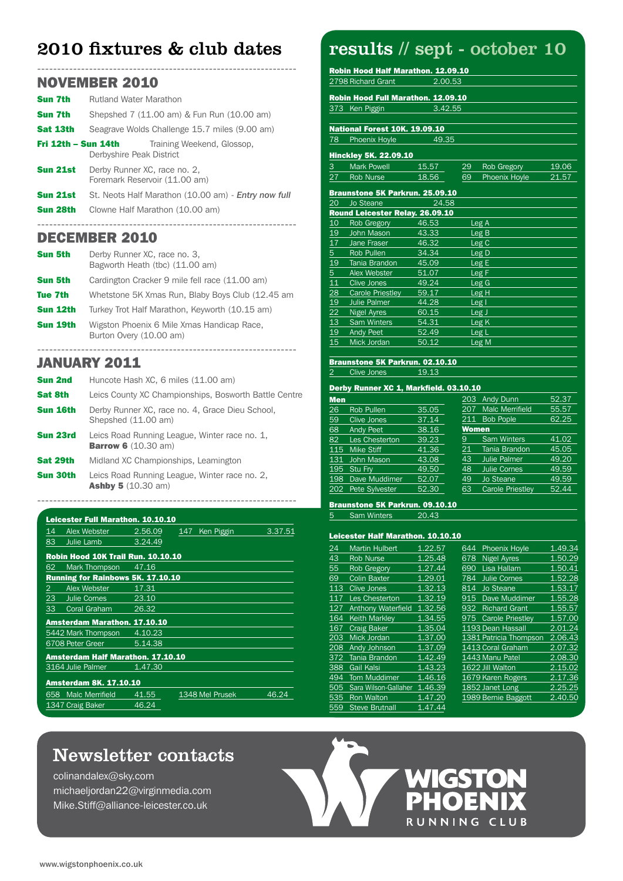# 2010 fixtures & club dates

## NOVEMBER 2010

**Sun 7th** Rutland Water Marathon

**Sun 7th** Shepshed 7 (11.00 am) & Fun Run (10.00 am)

**Sat 13th** Seagrave Wolds Challenge 15.7 miles (9.00 am)

**Fri 12th – Sun 14th** Training Weekend, Glossop, Derbyshire Peak District

**Sun 21st** Derby Runner XC, race no. 2, Foremark Reservoir (11.00 am)

**Sun 21st** St. Neots Half Marathon (10.00 am) - *Entry now full*

**Sun 28th** Clowne Half Marathon (10.00 am)

## DECEMBER 2010

**Sun 5th** Derby Runner XC, race no. 3, Bagworth Heath (tbc) (11.00 am)

**Sun 5th** Cardington Cracker 9 mile fell race (11.00 am)

**Tue 7th** Whetstone 5K Xmas Run, Blaby Boys Club (12.45 am

**Sun 12th** Turkey Trot Half Marathon, Keyworth (10.15 am)

**Sun 19th** Wigston Phoenix 6 Mile Xmas Handicap Race, Burton Overy (10.00 am)

## JANUARY 2011

**Sun 2nd** Huncote Hash XC, 6 miles (11.00 am)

**Sat 8th** Leics County XC Championships, Bosworth Battle Centre

**Sun 16th** Derby Runner XC, race no. 4, Grace Dieu School, Shepshed (11.00 am)

**Sun 23rd** Leics Road Running League, Winter race no. 1, **Barrow 6** (10.30 am)

**Sat 29th** Midland XC Championships, Leamington

**Sun 30th** Leics Road Running League, Winter race no. 2, **Ashby 5** (10.30 am)

**Leicester Full Marathon. 10.10.10**

| | | | | | |
|---|---|---|---|---|---|
| 14 | Alex Webster | 2.56.09 | 147 | Ken Piggin | 3.37.51 |
| 83 | Julie Lamb | 3.24.49 | | | |

**Robin Hood 10K Trail Run. 10.10.10**

| | | |
|---|---|---|
| 62 | Mark Thompson | 47.16 |

**Running for Rainbows 5K. 17.10.10**

| | | |
|---|---|---|
| 2 | Alex Webster | 17.31 |
| 23 | Julie Cornes | 23.10 |
| 33 | Coral Graham | 26.32 |

**Amsterdam Marathon. 17.10.10**

| | | |
|---|---|---|
| 5442 | Mark Thompson | 4.10.23 |
| 6708 | Peter Greer | 5.14.38 |

**Amsterdam Half Marathon. 17.10.10**

| | | |
|---|---|---|
| 3164 | Julie Palmer | 1.47.30 |

**Amsterdam 8K. 17.10.10**

| | | | | | |
|---|---|---|---|---|---|
| 658 | Malc Merrifield | 41.55 | 1348 | Mel Prusek | 46.24 |
| 1347 | Craig Baker | 46.24 | | | |

# results // sept - october 10

**Robin Hood Half Marathon. 12.09.10**

| | | |
|---|---|---|
| 2798 | Richard Grant | 2.00.53 |

**Robin Hood Full Marathon. 12.09.10**

| | | |
|---|---|---|
| 373 | Ken Piggin | 3.42.55 |

**National Forest 10K. 19.09.10**

| | | |
|---|---|---|
| 78 | Phoenix Hoyle | 49.35 |

**Hinckley 5K. 22.09.10**

| | | | | | |
|---|---|---|---|---|---|
| 3 | Mark Powell | 15.57 | 29 | Rob Gregory | 19.06 |
| 27 | Rob Nurse | 18.56 | 69 | Phoenix Hoyle | 21.57 |

**Braunstone 5K Parkrun. 25.09.10**

| | | |
|---|---|---|
| 20 | Jo Steane | 24.58 |

**Round Leicester Relay. 26.09.10**

| | | | |
|---|---|---|---|
| 10 | Rob Gregory | 46.53 | Leg A |
| 19 | John Mason | 43.33 | Leg B |
| 17 | Jane Fraser | 46.32 | Leg C |
| 5 | Rob Pullen | 34.34 | Leg D |
| 19 | Tania Brandon | 45.09 | Leg E |
| 5 | Alex Webster | 51.07 | Leg F |
| 11 | Clive Jones | 49.24 | Leg G |
| 28 | Carole Priestley | 59.17 | Leg H |
| 19 | Julie Palmer | 44.28 | Leg I |
| 22 | Nigel Ayres | 60.15 | Leg J |
| 13 | Sam Winters | 54.31 | Leg K |
| 19 | Andy Peet | 52.49 | Leg L |
| 15 | Mick Jordan | 50.12 | Leg M |

**Braunstone 5K Parkrun. 02.10.10**

| | | |
|---|---|---|
| 2 | Clive Jones | 19.13 |

**Derby Runner XC 1, Markfield. 03.10.10**

| **Men** | | | | | |
|---|---|---|---|---|---|
| 26 | Rob Pullen | 35.05 | 203 | Andy Dunn | 52.37 |
| 59 | Clive Jones | 37.14 | 207 | Malc Merrifield | 55.57 |
| 68 | Andy Peet | 38.16 | 211 | Bob Pople | 62.25 |
| 82 | Les Chesterton | 39.23 | **Women** | | |
| 115 | Mike Stiff | 41.36 | 9 | Sam Winters | 41.02 |
| 131 | John Mason | 43.08 | 21 | Tania Brandon | 45.05 |
| 195 | Stu Fry | 49.50 | 43 | Julie Palmer | 49.20 |
| 198 | Dave Muddimer | 52.07 | 48 | Julie Cornes | 49.59 |
| 202 | Pete Sylvester | 52.30 | 49 | Jo Steane | 49.59 |
| | | | 63 | Carole Priestley | 52.44 |

**Braunstone 5K Parkrun. 09.10.10**

| | | |
|---|---|---|
| 5 | Sam Winters | 20.43 |

**Leicester Half Marathon. 10.10.10**

| | | | | | |
|---|---|---|---|---|---|
| 24 | Martin Hulbert | 1.22.57 | 644 | Phoenix Hoyle | 1.49.34 |
| 43 | Rob Nurse | 1.25.48 | 678 | Nigel Ayres | 1.50.29 |
| 55 | Rob Gregory | 1.27.44 | 690 | Lisa Hallam | 1.50.41 |
| 69 | Colin Baxter | 1.29.01 | 784 | Julie Cornes | 1.52.28 |
| 113 | Clive Jones | 1.32.13 | 814 | Jo Steane | 1.53.17 |
| 117 | Les Chesterton | 1.32.19 | 915 | Dave Muddimer | 1.55.28 |
| 127 | Anthony Waterfield | 1.32.56 | 932 | Richard Grant | 1.55.57 |
| 164 | Keith Markley | 1.34.55 | 975 | Carole Priestley | 1.57.00 |
| 167 | Craig Baker | 1.35.04 | 1193 | Dean Hassall | 2.01.24 |
| 203 | Mick Jordan | 1.37.00 | 1381 | Patricia Thompson | 2.06.43 |
| 208 | Andy Johnson | 1.37.09 | 1413 | Coral Graham | 2.07.32 |
| 372 | Tania Brandon | 1.42.49 | 1443 | Manu Patel | 2.08.30 |
| 388 | Gail Kalsi | 1.43.23 | 1622 | Jill Walton | 2.15.02 |
| 494 | Tom Muddimer | 1.46.16 | 1679 | Karen Rogers | 2.17.36 |
| 505 | Sara Wilson-Gallaher | 1.46.39 | 1852 | Janet Long | 2.25.25 |
| 535 | Ron Walton | 1.47.20 | 1989 | Bernie Baggott | 2.40.50 |
| 559 | Steve Brutnall | 1.47.44 | | | |

# Newsletter contacts

colinandalex@sky.com
michaeljordan22@virginmedia.com
Mike.Stiff@alliance-leicester.co.uk

WIGSTON PHOENIX RUNNING CLUB

www.wigstonphoenix.co.uk